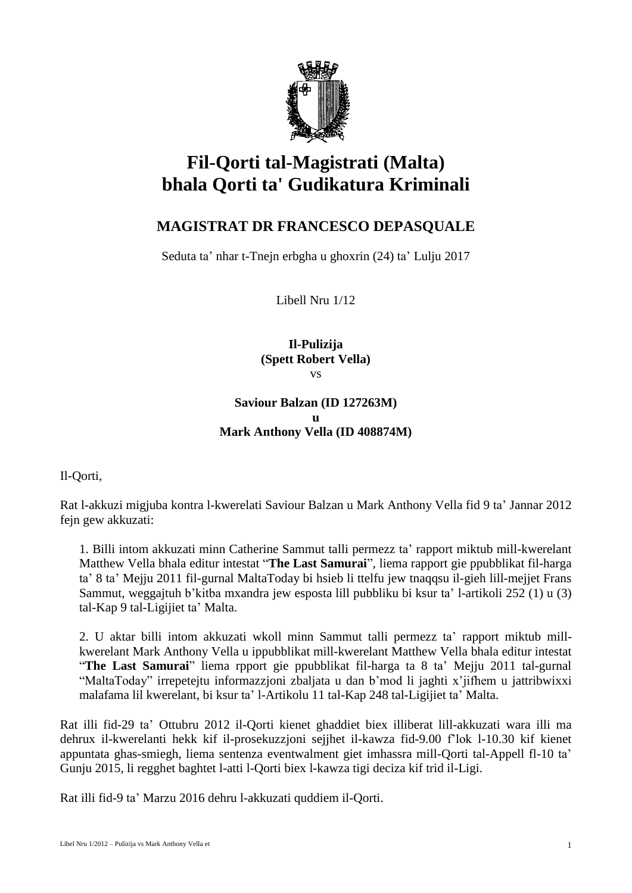# Fil-Qorti tal-Magistrati (Malta) bhala Qorti ta' Gudikatura Kriminali

## MAGISTRAT DR FRANCESCO DEPASQUALE

Seduta ta' nhar t-Tnejn erbgha u ghoxrin (24) ta' Lulju 2017

Libell Nru 1/12

**Il-Pulizija**
**(Spett Robert Vella)**
vs

**Saviour Balzan (ID 127263M)**
**u**
**Mark Anthony Vella (ID 408874M)**

Il-Qorti,

Rat l-akkuzi migjuba kontra l-kwerelati Saviour Balzan u Mark Anthony Vella fid 9 ta' Jannar 2012 fejn gew akkuzati:

1. Billi intom akkuzati minn Catherine Sammut talli permezz ta' rapport miktub mill-kwerelant Matthew Vella bhala editur intestat "**The Last Samurai**", liema rapport gie ppubblikat fil-harga ta' 8 ta' Mejju 2011 fil-gurnal MaltaToday bi hsieb li ttelfu jew tnaqqsu il-gieh lill-mejjet Frans Sammut, weggajtuh b'kitba mxandra jew esposta lill pubbliku bi ksur ta' l-artikoli 252 (1) u (3) tal-Kap 9 tal-Ligijiet ta' Malta.

2. U aktar billi intom akkuzati wkoll minn Sammut talli permezz ta' rapport miktub mill-kwerelant Mark Anthony Vella u ippubblikat mill-kwerelant Matthew Vella bhala editur intestat "**The Last Samurai**" liema rpport gie ppubblikat fil-harga ta 8 ta' Mejju 2011 tal-gurnal "MaltaToday" irrepetejtu informazzjoni zbaljata u dan b'mod li jaghti x'jifhem u jattribwixxi malafama lil kwerelant, bi ksur ta' l-Artikolu 11 tal-Kap 248 tal-Ligijiet ta' Malta.

Rat illi fid-29 ta' Ottubru 2012 il-Qorti kienet ghaddiet biex illiberat lill-akkuzati wara illi ma dehrux il-kwerelanti hekk kif il-prosekuzzjoni sejjhet il-kawza fid-9.00 f'lok l-10.30 kif kienet appuntata ghas-smiegh, liema sentenza eventwalment giet imhassra mill-Qorti tal-Appell fl-10 ta' Gunju 2015, li regghet baghtet l-atti l-Qorti biex l-kawza tigi deciza kif trid il-Ligi.

Rat illi fid-9 ta' Marzu 2016 dehru l-akkuzati quddiem il-Qorti.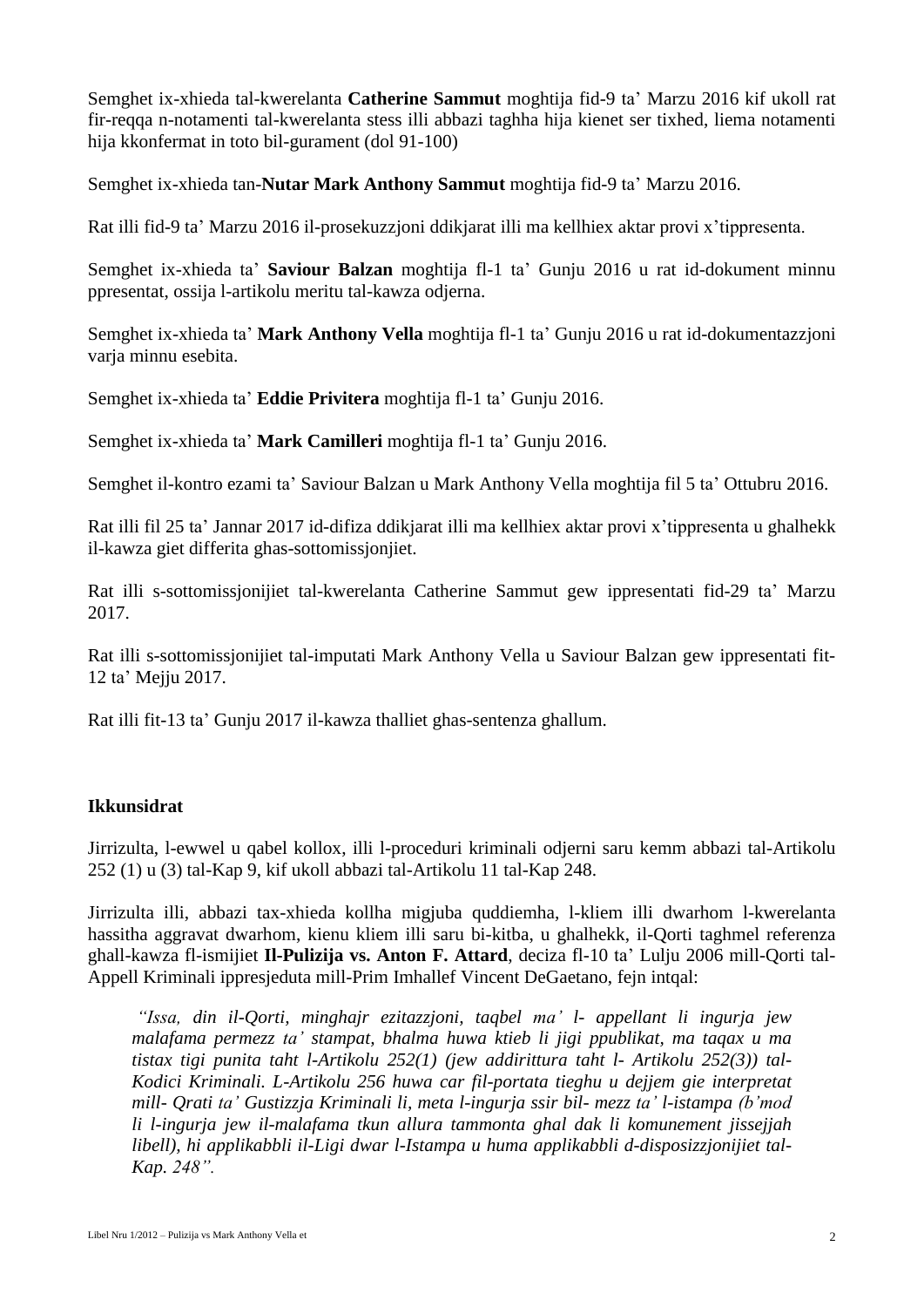Semghet ix-xhieda tal-kwerelanta **Catherine Sammut** moghtija fid-9 ta' Marzu 2016 kif ukoll rat fir-reqqa n-notamenti tal-kwerelanta stess illi abbazi taghha hija kienet ser tixhed, liema notamenti hija kkonfermat in toto bil-gurament (dol 91-100)

Semghet ix-xhieda tan-**Nutar Mark Anthony Sammut** moghtija fid-9 ta' Marzu 2016.

Rat illi fid-9 ta' Marzu 2016 il-prosekuzzjoni ddikjarat illi ma kellhiex aktar provi x'tippresenta.

Semghet ix-xhieda ta' **Saviour Balzan** moghtija fl-1 ta' Gunju 2016 u rat id-dokument minnu ppresentat, ossija l-artikolu meritu tal-kawza odjerna.

Semghet ix-xhieda ta' **Mark Anthony Vella** moghtija fl-1 ta' Gunju 2016 u rat id-dokumentazzjoni varja minnu esebita.

Semghet ix-xhieda ta' **Eddie Privitera** moghtija fl-1 ta' Gunju 2016.

Semghet ix-xhieda ta' **Mark Camilleri** moghtija fl-1 ta' Gunju 2016.

Semghet il-kontro ezami ta' Saviour Balzan u Mark Anthony Vella moghtija fil 5 ta' Ottubru 2016.

Rat illi fil 25 ta' Jannar 2017 id-difiza ddikjarat illi ma kellhiex aktar provi x'tippresenta u ghalhekk il-kawza giet differita ghas-sottomissjonijiet.

Rat illi s-sottomissjonijiet tal-kwerelanta Catherine Sammut gew ippresentati fid-29 ta' Marzu 2017.

Rat illi s-sottomissjonijiet tal-imputati Mark Anthony Vella u Saviour Balzan gew ippresentati fit-12 ta' Mejju 2017.

Rat illi fit-13 ta' Gunju 2017 il-kawza thalliet ghas-sentenza ghallum.

**Ikkunsidrat**

Jirrizulta, l-ewwel u qabel kollox, illi l-proceduri kriminali odjerni saru kemm abbazi tal-Artikolu 252 (1) u (3) tal-Kap 9, kif ukoll abbazi tal-Artikolu 11 tal-Kap 248.

Jirrizulta illi, abbazi tax-xhieda kollha migjuba quddiemha, l-kliem illi dwarhom l-kwerelanta hassitha aggravat dwarhom, kienu kliem illi saru bi-kitba, u ghalhekk, il-Qorti taghmel referenza ghall-kawza fl-ismijiet **Il-Pulizija vs. Anton F. Attard**, deciza fl-10 ta' Lulju 2006 mill-Qorti tal-Appell Kriminali ippresjeduta mill-Prim Imhallef Vincent DeGaetano, fejn intqal:

> *"Issa, din il-Qorti, minghajr ezitazzjoni, taqbel ma' l- appellant li ingurja jew malafama permezz ta' stampat, bhalma huwa ktieb li jigi ppublikat, ma taqax u ma tistax tigi punita taht l-Artikolu 252(1) (jew addirittura taht l- Artikolu 252(3)) tal-Kodici Kriminali. L-Artikolu 256 huwa car fil-portata tieghu u dejjem gie interpretat mill- Qrati ta' Gustizzja Kriminali li, meta l-ingurja ssir bil- mezz ta' l-istampa (b'mod li l-ingurja jew il-malafama tkun allura tammonta ghal dak li komunement jissejjah libell), hi applikabbli il-Ligi dwar l-Istampa u huma applikabbli d-disposizzjonijiet tal-Kap. 248".*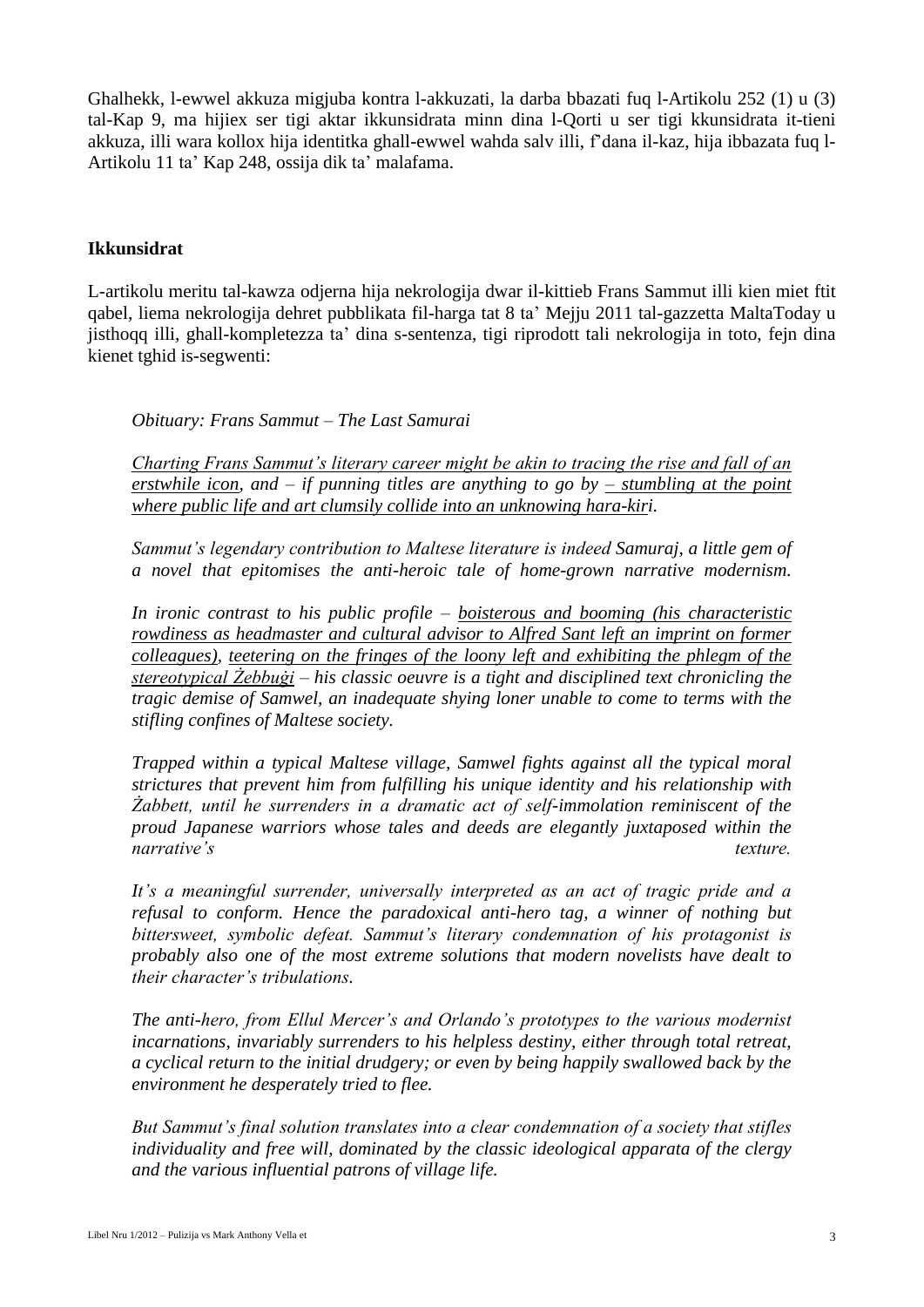Ghalhekk, l-ewwel akkuza migjuba kontra l-akkuzati, la darba bbazati fuq l-Artikolu 252 (1) u (3) tal-Kap 9, ma hijiex ser tigi aktar ikkunsidrata minn dina l-Qorti u ser tigi kkunsidrata it-tieni akkuza, illi wara kollox hija identitka ghall-ewwel wahda salv illi, f'dana il-kaz, hija ibbazata fuq l-Artikolu 11 ta' Kap 248, ossija dik ta' malafama.

**Ikkunsidrat**

L-artikolu meritu tal-kawza odjerna hija nekrologija dwar il-kittieb Frans Sammut illi kien miet ftit qabel, liema nekrologija dehret pubblikata fil-harga tat 8 ta' Mejju 2011 tal-gazzetta MaltaToday u jisthoqq illi, ghall-kompletezza ta' dina s-sentenza, tigi riprodott tali nekrologija in toto, fejn dina kienet tghid is-segwenti:

> *Obituary: Frans Sammut – The Last Samurai*
>
> *<u>Charting Frans Sammut's literary career might be akin to tracing the rise and fall of an erstwhile icon</u>, and – if punning titles are anything to go by <u>– stumbling at the point where public life and art clumsily collide into an unknowing hara-kiri</u>.*
>
> *Sammut's legendary contribution to Maltese literature is indeed* Samuraj*, a little gem of a novel that epitomises the anti-heroic tale of home-grown narrative modernism.*
>
> *In ironic contrast to his public profile – <u>boisterous and booming (his characteristic rowdiness as headmaster and cultural advisor to Alfred Sant left an imprint on former colleagues)</u>, <u>teetering on the fringes of the loony left and exhibiting the phlegm of the stereotypical Żebbuġi</u> – his classic oeuvre is a tight and disciplined text chronicling the tragic demise of Samwel, an inadequate shying loner unable to come to terms with the stifling confines of Maltese society.*
>
> *Trapped within a typical Maltese village, Samwel fights against all the typical moral strictures that prevent him from fulfilling his unique identity and his relationship with Żabbett, until he surrenders in a dramatic act of self-immolation reminiscent of the proud Japanese warriors whose tales and deeds are elegantly juxtaposed within the narrative's texture.*
>
> *It's a meaningful surrender, universally interpreted as an act of tragic pride and a refusal to conform. Hence the paradoxical anti-hero tag, a winner of nothing but bittersweet, symbolic defeat. Sammut's literary condemnation of his protagonist is probably also one of the most extreme solutions that modern novelists have dealt to their character's tribulations.*
>
> *The anti-hero, from Ellul Mercer's and Orlando's prototypes to the various modernist incarnations, invariably surrenders to his helpless destiny, either through total retreat, a cyclical return to the initial drudgery; or even by being happily swallowed back by the environment he desperately tried to flee.*
>
> *But Sammut's final solution translates into a clear condemnation of a society that stifles individuality and free will, dominated by the classic ideological apparata of the clergy and the various influential patrons of village life.*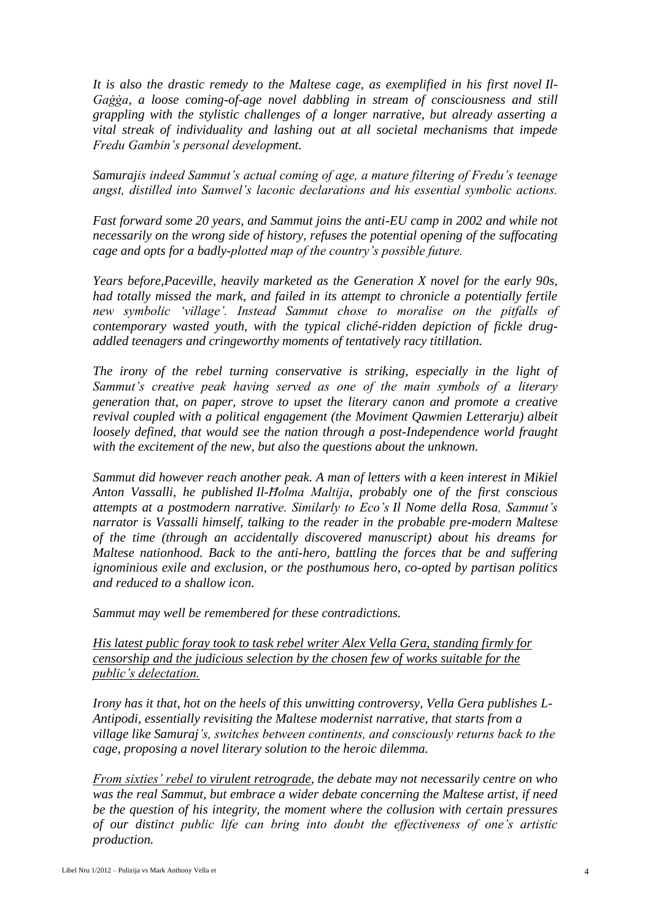*It is also the drastic remedy to the Maltese cage, as exemplified in his first novel Il-Gaġġa, a loose coming-of-age novel dabbling in stream of consciousness and still grappling with the stylistic challenges of a longer narrative, but already asserting a vital streak of individuality and lashing out at all societal mechanisms that impede Fredu Gambin's personal development.*

*Samurajis indeed Sammut's actual coming of age, a mature filtering of Fredu's teenage angst, distilled into Samwel's laconic declarations and his essential symbolic actions.*

*Fast forward some 20 years, and Sammut joins the anti-EU camp in 2002 and while not necessarily on the wrong side of history, refuses the potential opening of the suffocating cage and opts for a badly-plotted map of the country's possible future.*

*Years before,Paceville, heavily marketed as the Generation X novel for the early 90s, had totally missed the mark, and failed in its attempt to chronicle a potentially fertile new symbolic 'village'. Instead Sammut chose to moralise on the pitfalls of contemporary wasted youth, with the typical cliché-ridden depiction of fickle drug-addled teenagers and cringeworthy moments of tentatively racy titillation.*

*The irony of the rebel turning conservative is striking, especially in the light of Sammut's creative peak having served as one of the main symbols of a literary generation that, on paper, strove to upset the literary canon and promote a creative revival coupled with a political engagement (the Moviment Qawmien Letterarju) albeit loosely defined, that would see the nation through a post-Independence world fraught with the excitement of the new, but also the questions about the unknown.*

*Sammut did however reach another peak. A man of letters with a keen interest in Mikiel Anton Vassalli, he published Il-Ħolma Maltija, probably one of the first conscious attempts at a postmodern narrative. Similarly to Eco's Il Nome della Rosa, Sammut's narrator is Vassalli himself, talking to the reader in the probable pre-modern Maltese of the time (through an accidentally discovered manuscript) about his dreams for Maltese nationhood. Back to the anti-hero, battling the forces that be and suffering ignominious exile and exclusion, or the posthumous hero, co-opted by partisan politics and reduced to a shallow icon.*

*Sammut may well be remembered for these contradictions.*

*<u>His latest public foray took to task rebel writer Alex Vella Gera, standing firmly for censorship and the judicious selection by the chosen few of works suitable for the public's delectation.</u>*

*Irony has it that, hot on the heels of this unwitting controversy, Vella Gera publishes L-Antipodi, essentially revisiting the Maltese modernist narrative, that starts from a village like Samuraj's, switches between continents, and consciously returns back to the cage, proposing a novel literary solution to the heroic dilemma.*

*<u>From sixties' rebel to virulent retrograde</u>, the debate may not necessarily centre on who was the real Sammut, but embrace a wider debate concerning the Maltese artist, if need be the question of his integrity, the moment where the collusion with certain pressures of our distinct public life can bring into doubt the effectiveness of one's artistic production.*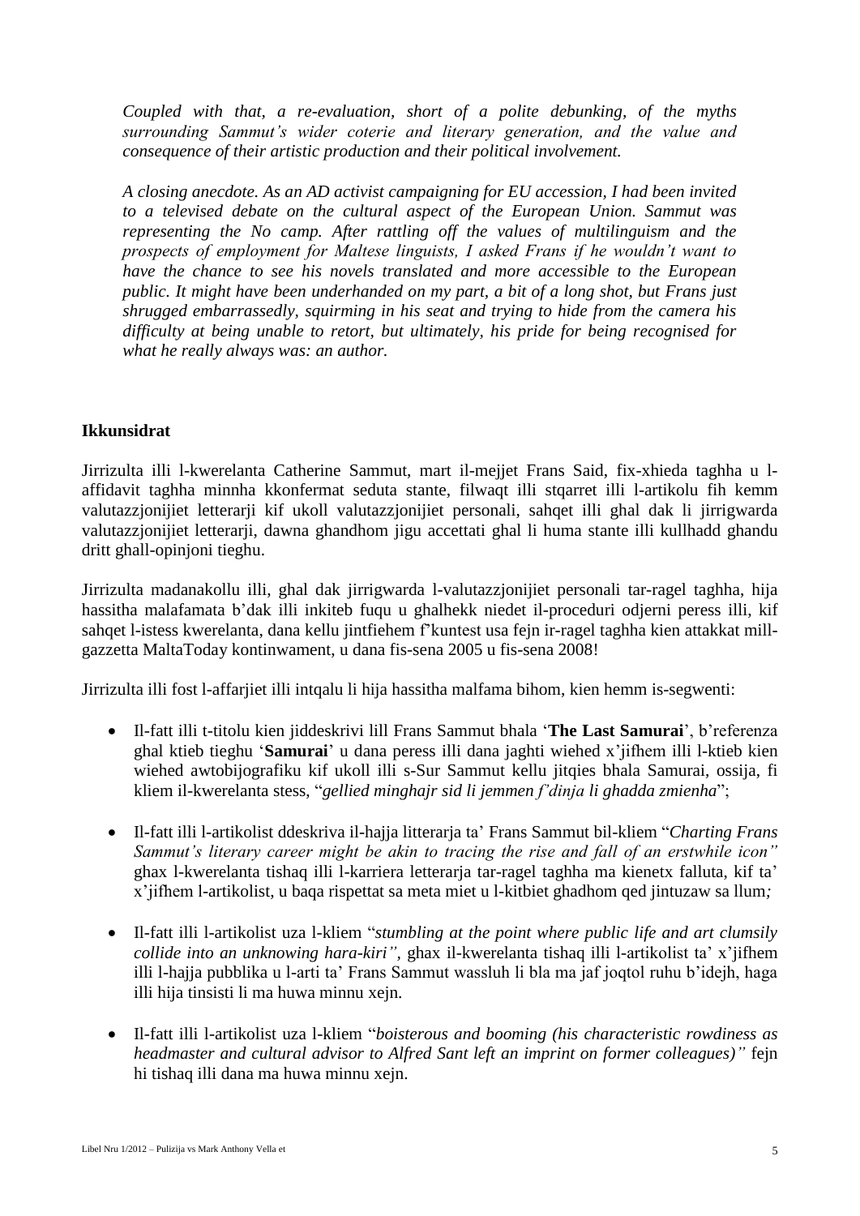*Coupled with that, a re-evaluation, short of a polite debunking, of the myths surrounding Sammut's wider coterie and literary generation, and the value and consequence of their artistic production and their political involvement.*

*A closing anecdote. As an AD activist campaigning for EU accession, I had been invited to a televised debate on the cultural aspect of the European Union. Sammut was representing the No camp. After rattling off the values of multilinguism and the prospects of employment for Maltese linguists, I asked Frans if he wouldn't want to have the chance to see his novels translated and more accessible to the European public. It might have been underhanded on my part, a bit of a long shot, but Frans just shrugged embarrassedly, squirming in his seat and trying to hide from the camera his difficulty at being unable to retort, but ultimately, his pride for being recognised for what he really always was: an author.*

**Ikkunsidrat**

Jirrizulta illi l-kwerelanta Catherine Sammut, mart il-mejjet Frans Said, fix-xhieda taghha u l-affidavit taghha minnha kkonfermat seduta stante, filwaqt illi stqarret illi l-artikolu fih kemm valutazzjonijiet letterarji kif ukoll valutazzjonijiet personali, sahqet illi ghal dak li jirrigwarda valutazzjonijiet letterarji, dawna ghandhom jigu accettati ghal li huma stante illi kullhadd ghandu dritt ghall-opinjoni tieghu.

Jirrizulta madanakollu illi, ghal dak jirrigwarda l-valutazzjonijiet personali tar-ragel taghha, hija hassitha malafamata b'dak illi inkiteb fuqu u ghalhekk niedet il-proceduri odjerni peress illi, kif sahqet l-istess kwerelanta, dana kellu jintfiehem f'kuntest usa fejn ir-ragel taghha kien attakkat mill-gazzetta MaltaToday kontinwament, u dana fis-sena 2005 u fis-sena 2008!

Jirrizulta illi fost l-affarjiet illi intqalu li hija hassitha malfama bihom, kien hemm is-segwenti:

- Il-fatt illi t-titolu kien jiddeskrivi lill Frans Sammut bhala '**The Last Samurai**', b'referenza ghal ktieb tieghu '**Samurai**' u dana peress illi dana jaghti wiehed x'jifhem illi l-ktieb kien wiehed awtobijografiku kif ukoll illi s-Sur Sammut kellu jitqies bhala Samurai, ossija, fi kliem il-kwerelanta stess, "*gellied minghajr sid li jemmen f'dinja li ghadda zmienha*";
- Il-fatt illi l-artikolist ddeskriva il-hajja litterarja ta' Frans Sammut bil-kliem "*Charting Frans Sammut's literary career might be akin to tracing the rise and fall of an erstwhile icon"* ghax l-kwerelanta tishaq illi l-karriera letterarja tar-ragel taghha ma kienetx falluta, kif ta' x'jifhem l-artikolist, u baqa rispettat sa meta miet u l-kitbiet ghadhom qed jintuzaw sa llum*;*
- Il-fatt illi l-artikolist uza l-kliem "*stumbling at the point where public life and art clumsily collide into an unknowing hara-kiri",* ghax il-kwerelanta tishaq illi l-artikolist ta' x'jifhem illi l-hajja pubblika u l-arti ta' Frans Sammut wassluh li bla ma jaf joqtol ruhu b'idejh, haga illi hija tinsisti li ma huwa minnu xejn.
- Il-fatt illi l-artikolist uza l-kliem "*boisterous and booming (his characteristic rowdiness as headmaster and cultural advisor to Alfred Sant left an imprint on former colleagues)"* fejn hi tishaq illi dana ma huwa minnu xejn.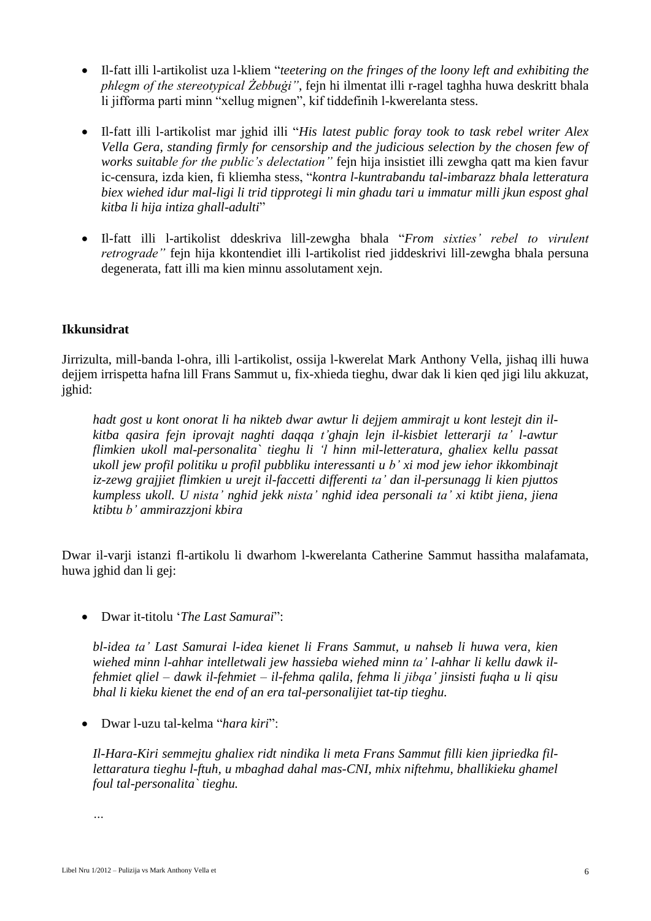- Il-fatt illi l-artikolist uza l-kliem "*teetering on the fringes of the loony left and exhibiting the phlegm of the stereotypical Żebbuġi"*, fejn hi ilmentat illi r-ragel taghha huwa deskritt bhala li jifforma parti minn "xellug mignen", kif tiddefinih l-kwerelanta stess.

- Il-fatt illi l-artikolist mar jghid illi "*His latest public foray took to task rebel writer Alex Vella Gera, standing firmly for censorship and the judicious selection by the chosen few of works suitable for the public's delectation"* fejn hija insistiet illi zewgha qatt ma kien favur ic-censura, izda kien, fi kliemha stess, "*kontra l-kuntrabandu tal-imbarazz bhala letteratura biex wiehed idur mal-ligi li trid tipprotegi li min ghadu tari u immatur milli jkun espost ghal kitba li hija intiza ghall-adulti*"

- Il-fatt illi l-artikolist ddeskriva lill-zewgha bhala "*From sixties' rebel to virulent retrograde"* fejn hija kkontendiet illi l-artikolist ried jiddeskrivi lill-zewgha bhala persuna degenerata, fatt illi ma kien minnu assolutament xejn.

**Ikkunsidrat**

Jirrizulta, mill-banda l-ohra, illi l-artikolist, ossija l-kwerelat Mark Anthony Vella, jishaq illi huwa dejjem irrispetta hafna lill Frans Sammut u, fix-xhieda tieghu, dwar dak li kien qed jigi lilu akkuzat, jghid:

> *hadt gost u kont onorat li ha nikteb dwar awtur li dejjem ammirajt u kont lestejt din il-kitba qasira fejn iprovajt naghti daqqa t'ghajn lejn il-kisbiet letterarji ta' l-awtur flimkien ukoll mal-personalita` tieghu li 'l hinn mil-letteratura, ghaliex kellu passat ukoll jew profil politiku u profil pubbliku interessanti u b' xi mod jew iehor ikkombinajt iz-zewg grajjiet flimkien u urejt il-faccetti differenti ta' dan il-persunagg li kien pjuttos kumpless ukoll. U nista' nghid jekk nista' nghid idea personali ta' xi ktibt jiena, jiena ktibtu b' ammirazzjoni kbira*

Dwar il-varji istanzi fl-artikolu li dwarhom l-kwerelanta Catherine Sammut hassitha malafamata, huwa jghid dan li gej:

- Dwar it-titolu '*The Last Samurai*":

  *bl-idea ta' Last Samurai l-idea kienet li Frans Sammut, u nahseb li huwa vera, kien wiehed minn l-ahhar intelletwali jew hassieba wiehed minn ta' l-ahhar li kellu dawk il-fehmiet qliel – dawk il-fehmiet – il-fehma qalila, fehma li jibqa' jinsisti fuqha u li qisu bhal li kieku kienet the end of an era tal-personalijiet tat-tip tieghu.*

- Dwar l-uzu tal-kelma "*hara kiri*":

  *Il-Hara-Kiri semmejtu ghaliex ridt nindika li meta Frans Sammut filli kien jippriedka fil-lettaratura tieghu l-ftuh, u mbaghad dahal mas-CNI, mhix niftehmu, bhallikieku ghamel foul tal-personalita` tieghu.*

  …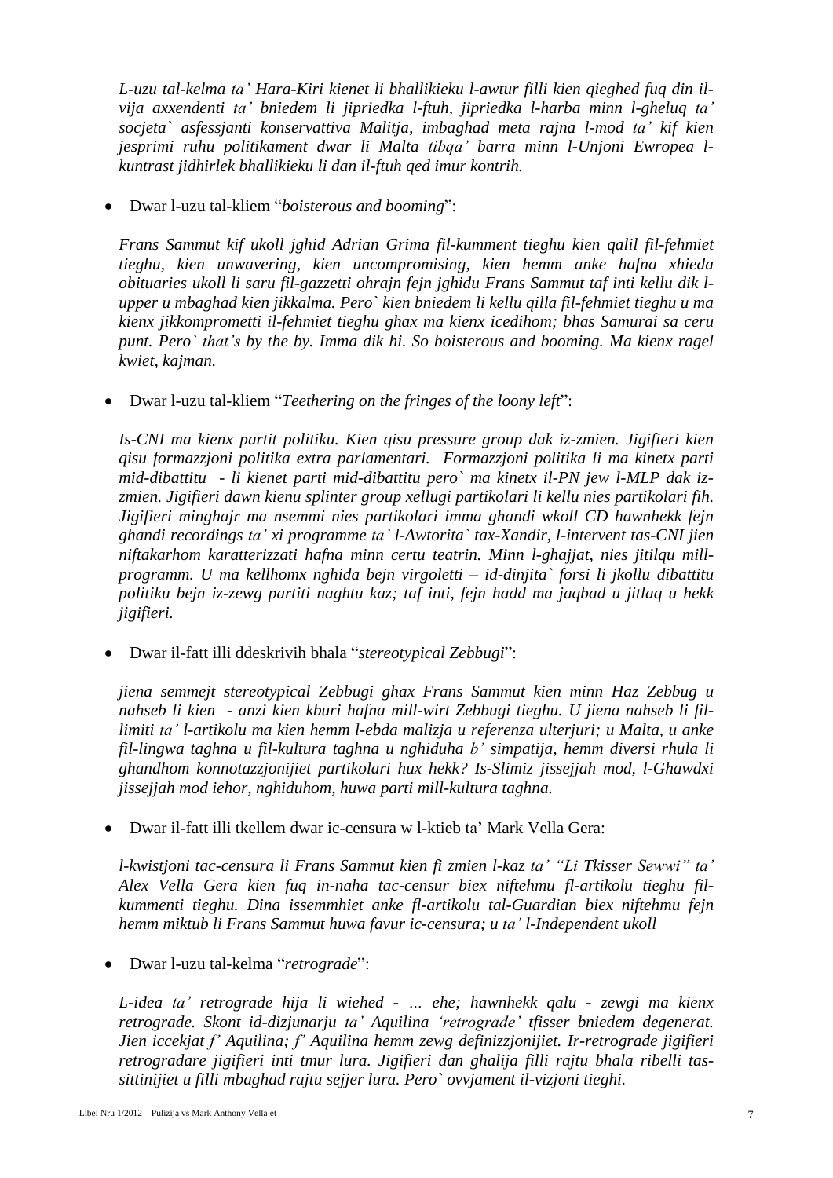*L-uzu tal-kelma ta' Hara-Kiri kienet li bhallikieku l-awtur filli kien qiegħed fuq din il-vija axxendenti ta' bniedem li jipriedka l-ftuh, jipriedka l-harba minn l-gheluq ta' socjeta` asfessjanti konservattiva Malitja, imbaghad meta rajna l-mod ta' kif kien jesprimi ruhu politikament dwar li Malta tibqa' barra minn l-Unjoni Ewropea l-kuntrast jidhirlek bhallikieku li dan il-ftuh qed imur kontrih.*

- Dwar l-uzu tal-kliem "*boisterous and booming*":

  *Frans Sammut kif ukoll jghid Adrian Grima fil-kumment tieghu kien qalil fil-fehmiet tieghu, kien unwavering, kien uncompromising, kien hemm anke hafna xhieda obituaries ukoll li saru fil-gazzetti ohrajn fejn jghidu Frans Sammut taf inti kellu dik l-upper u mbaghad kien jikkalma. Pero` kien bniedem li kellu qilla fil-fehmiet tieghu u ma kienx jikkomprometti il-fehmiet tieghu ghax ma kienx icedihom; bhas Samurai sa ceru punt. Pero` that's by the by. Imma dik hi. So boisterous and booming. Ma kienx ragel kwiet, kajman.*

- Dwar l-uzu tal-kliem "*Teethering on the fringes of the loony left*":

  *Is-CNI ma kienx partit politiku. Kien qisu pressure group dak iz-zmien. Jigifieri kien qisu formazzjoni politika extra parlamentari. Formazzjoni politika li ma kinetx parti mid-dibattitu - li kienet parti mid-dibattitu pero` ma kinetx il-PN jew l-MLP dak iz-zmien. Jigifieri dawn kienu splinter group xellugi partikolari li kellu nies partikolari fih. Jigifieri minghajr ma nsemmi nies partikolari imma ghandi wkoll CD hawnhekk fejn ghandi recordings ta' xi programme ta' l-Awtorita` tax-Xandir, l-intervent tas-CNI jien niftakarhom karatterizzati hafna minn certu teatrin. Minn l-ghajjat, nies jitilqu mill-programm. U ma kellhomx nghida bejn virgoletti – id-dinjita` forsi li jkollu dibattitu politiku bejn iz-zewg partiti naghtu kaz; taf inti, fejn hadd ma jaqbad u jitlaq u hekk jigifieri.*

- Dwar il-fatt illi ddeskrivih bhala "*stereotypical Zebbugi*":

  *jiena semmejt stereotypical Zebbugi ghax Frans Sammut kien minn Haz Zebbug u nahseb li kien - anzi kien kburi hafna mill-wirt Zebbugi tieghu. U jiena nahseb li fil-limiti ta' l-artikolu ma kien hemm l-ebda malizja u referenza ulterjuri; u Malta, u anke fil-lingwa taghna u fil-kultura taghna u nghiduha b' simpatija, hemm diversi rhula li ghandhom konnotazzjonijiet partikolari hux hekk? Is-Slimiz jissejjah mod, l-Ghawdxi jissejjah mod iehor, nghiduhom, huwa parti mill-kultura taghna.*

- Dwar il-fatt illi tkellem dwar ic-censura w l-ktieb ta' Mark Vella Gera:

  *l-kwistjoni tac-censura li Frans Sammut kien fi zmien l-kaz ta' "Li Tkisser Sewwi" ta' Alex Vella Gera kien fuq in-naha tac-censur biex niftehmu fl-artikolu tieghu fil-kummenti tieghu. Dina issemmhiet anke fl-artikolu tal-Guardian biex niftehmu fejn hemm miktub li Frans Sammut huwa favur ic-censura; u ta' l-Independent ukoll*

- Dwar l-uzu tal-kelma "*retrograde*":

  *L-idea ta' retrograde hija li wiehed - ... ehe; hawnhekk qalu - zewgi ma kienx retrograde. Skont id-dizjunarju ta' Aquilina 'retrograde' tfisser bniedem degenerat. Jien iccekjat f' Aquilina; f' Aquilina hemm zewg definizzjonijiet. Ir-retrograde jigifieri retrogradare jigifieri inti tmur lura. Jigifieri dan ghalija filli rajtu bhala ribelli tas-sittinijiet u filli mbaghad rajtu sejjer lura. Pero` ovvjament il-vizjoni tieghi.*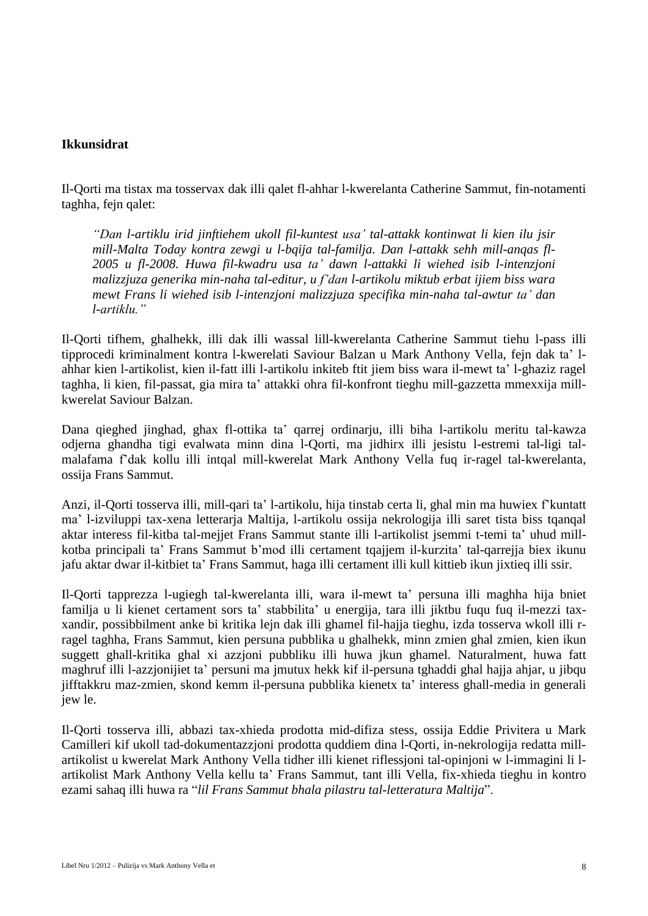**Ikkunsidrat**

Il-Qorti ma tistax ma tosservax dak illi qalet fl-ahhar l-kwerelanta Catherine Sammut, fin-notamenti taghha, fejn qalet:

*"Dan l-artiklu irid jinftiehem ukoll fil-kuntest usa' tal-attakk kontinwat li kien ilu jsir mill-Malta Today kontra zewgi u l-bqija tal-familja. Dan l-attakk sehh mill-anqas fl-2005 u fl-2008. Huwa fil-kwadru usa ta' dawn l-attakki li wiehed isib l-intenzjoni malizzjuza generika min-naha tal-editur, u f'dan l-artikolu miktub erbat ijiem biss wara mewt Frans li wiehed isib l-intenzjoni malizzjuza specifika min-naha tal-awtur ta' dan l-artiklu."*

Il-Qorti tifhem, ghalhekk, illi dak illi wassal lill-kwerelanta Catherine Sammut tiehu l-pass illi tipprocedi kriminalment kontra l-kwerelati Saviour Balzan u Mark Anthony Vella, fejn dak ta' l-ahhar kien l-artikolist, kien il-fatt illi l-artikolu inkiteb ftit jiem biss wara il-mewt ta' l-ghaziz ragel taghha, li kien, fil-passat, gia mira ta' attakki ohra fil-konfront tieghu mill-gazzetta mmexxija mill-kwerelat Saviour Balzan.

Dana qieghed jinghad, ghax fl-ottika ta' qarrej ordinarju, illi biha l-artikolu meritu tal-kawza odjerna ghandha tigi evalwata minn dina l-Qorti, ma jidhirx illi jesistu l-estremi tal-ligi tal-malafama f'dak kollu illi intqal mill-kwerelat Mark Anthony Vella fuq ir-ragel tal-kwerelanta, ossija Frans Sammut.

Anzi, il-Qorti tosserva illi, mill-qari ta' l-artikolu, hija tinstab certa li, ghal min ma huwiex f'kuntatt ma' l-izviluppi tax-xena letterarja Maltija, l-artikolu ossija nekrologija illi saret tista biss tqanqal aktar interess fil-kitba tal-mejjet Frans Sammut stante illi l-artikolist jsemmi t-temi ta' uhud mill-kotba principali ta' Frans Sammut b'mod illi certament tqajjem il-kurzita' tal-qarrejja biex ikunu jafu aktar dwar il-kitbiet ta' Frans Sammut, haga illi certament illi kull kittieb ikun jixtieq illi ssir.

Il-Qorti tapprezza l-ugiegh tal-kwerelanta illi, wara il-mewt ta' persuna illi maghha hija bniet familja u li kienet certament sors ta' stabbilita' u energija, tara illi jiktbu fuqu fuq il-mezzi tax-xandir, possibbilment anke bi kritika lejn dak illi ghamel fil-hajja tieghu, izda tosserva wkoll illi r-ragel taghha, Frans Sammut, kien persuna pubblika u ghalhekk, minn zmien ghal zmien, kien ikun suggett ghall-kritika ghal xi azzjoni pubbliku illi huwa jkun ghamel. Naturalment, huwa fatt maghruf illi l-azzjonijiet ta' persuni ma jmutux hekk kif il-persuna tghaddi ghal hajja ahjar, u jibqu jifftakkru maz-zmien, skond kemm il-persuna pubblika kienetx ta' interess ghall-media in generali jew le.

Il-Qorti tosserva illi, abbazi tax-xhieda prodotta mid-difiza stess, ossija Eddie Privitera u Mark Camilleri kif ukoll tad-dokumentazzjoni prodotta quddiem dina l-Qorti, in-nekrologija redatta mill-artikolist u kwerelat Mark Anthony Vella tidher illi kienet riflessjoni tal-opinjoni w l-immagini li l-artikolist Mark Anthony Vella kellu ta' Frans Sammut, tant illi Vella, fix-xhieda tieghu in kontro ezami sahaq illi huwa ra "*lil Frans Sammut bhala pilastru tal-letteratura Maltija*".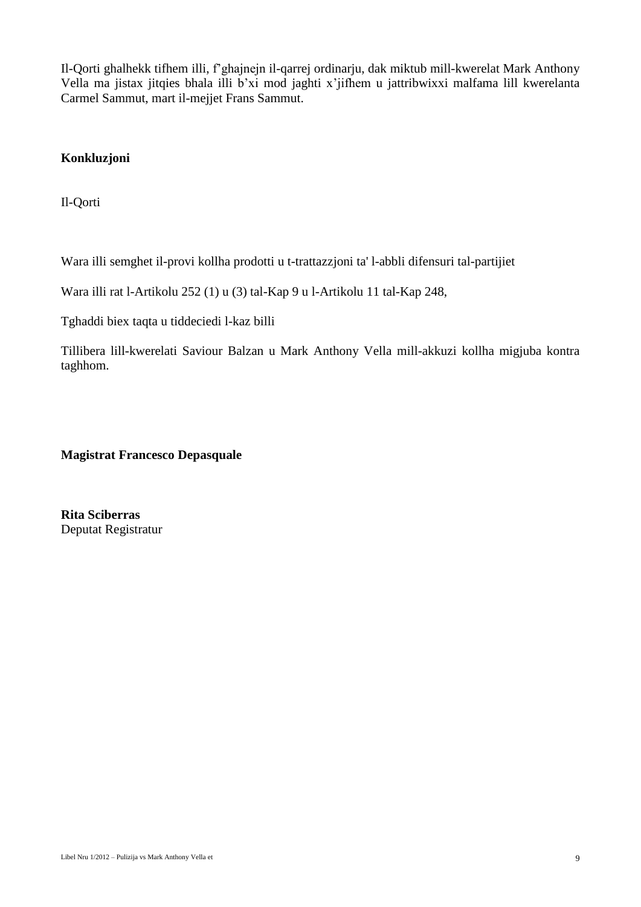Il-Qorti ghalhekk tifhem illi, f'ghajnejn il-qarrej ordinarju, dak miktub mill-kwerelat Mark Anthony Vella ma jistax jitqies bhala illi b'xi mod jaghti x'jifhem u jattribwixxi malfama lill kwerelanta Carmel Sammut, mart il-mejjet Frans Sammut.

**Konkluzjoni**

Il-Qorti

Wara illi semghet il-provi kollha prodotti u t-trattazzjoni ta' l-abbli difensuri tal-partijiet

Wara illi rat l-Artikolu 252 (1) u (3) tal-Kap 9 u l-Artikolu 11 tal-Kap 248,

Tghaddi biex taqta u tiddeciedi l-kaz billi

Tillibera lill-kwerelati Saviour Balzan u Mark Anthony Vella mill-akkuzi kollha migjuba kontra taghhom.

**Magistrat Francesco Depasquale**

**Rita Sciberras**
Deputat Registratur